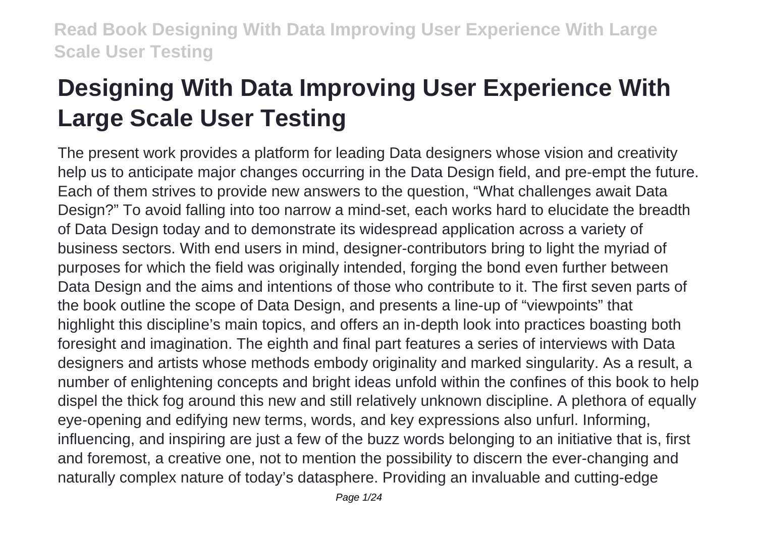# Designing With Data Improving User Experience With Large Scale User Testing

The present work provides a platform for leading Data designers whose vision and creativity help us to anticipate major changes occurring in the Data Design field, and pre-empt the future. Each of them strives to provide new answers to the question, "What challenges await Data Design?" To avoid falling into too narrow a mind-set, each works hard to elucidate the breadth of Data Design today and to demonstrate its widespread application across a variety of business sectors. With end users in mind, designer-contributors bring to light the myriad of purposes for which the field was originally intended, forging the bond even further between Data Design and the aims and intentions of those who contribute to it. The first seven parts of the book outline the scope of Data Design, and presents a line-up of "viewpoints" that highlight this discipline's main topics, and offers an in-depth look into practices boasting both foresight and imagination. The eighth and final part features a series of interviews with Data designers and artists whose methods embody originality and marked singularity. As a result, a number of enlightening concepts and bright ideas unfold within the confines of this book to help dispel the thick fog around this new and still relatively unknown discipline. A plethora of equally eye-opening and edifying new terms, words, and key expressions also unfurl. Informing, influencing, and inspiring are just a few of the buzz words belonging to an initiative that is, first and foremost, a creative one, not to mention the possibility to discern the ever-changing and naturally complex nature of today's datasphere. Providing an invaluable and cutting-edge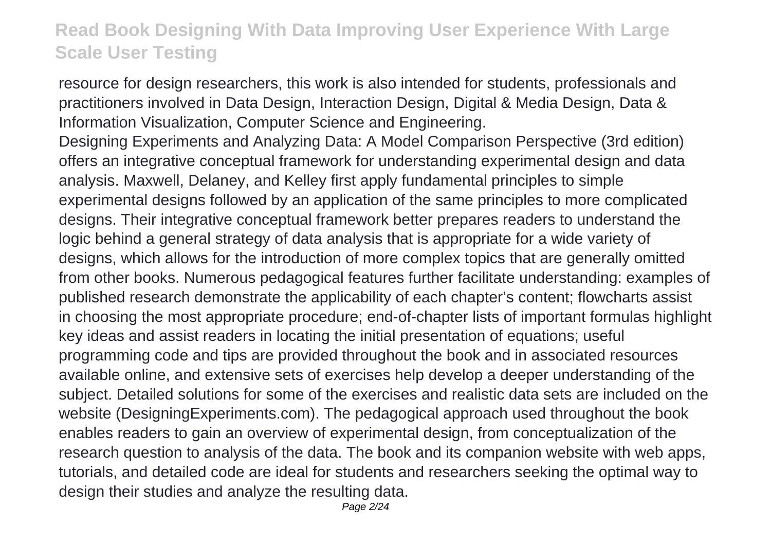resource for design researchers, this work is also intended for students, professionals and practitioners involved in Data Design, Interaction Design, Digital & Media Design, Data & Information Visualization, Computer Science and Engineering.

Designing Experiments and Analyzing Data: A Model Comparison Perspective (3rd edition) offers an integrative conceptual framework for understanding experimental design and data analysis. Maxwell, Delaney, and Kelley first apply fundamental principles to simple experimental designs followed by an application of the same principles to more complicated designs. Their integrative conceptual framework better prepares readers to understand the logic behind a general strategy of data analysis that is appropriate for a wide variety of designs, which allows for the introduction of more complex topics that are generally omitted from other books. Numerous pedagogical features further facilitate understanding: examples of published research demonstrate the applicability of each chapter's content; flowcharts assist in choosing the most appropriate procedure; end-of-chapter lists of important formulas highlight key ideas and assist readers in locating the initial presentation of equations; useful programming code and tips are provided throughout the book and in associated resources available online, and extensive sets of exercises help develop a deeper understanding of the subject. Detailed solutions for some of the exercises and realistic data sets are included on the website (DesigningExperiments.com). The pedagogical approach used throughout the book enables readers to gain an overview of experimental design, from conceptualization of the research question to analysis of the data. The book and its companion website with web apps, tutorials, and detailed code are ideal for students and researchers seeking the optimal way to design their studies and analyze the resulting data.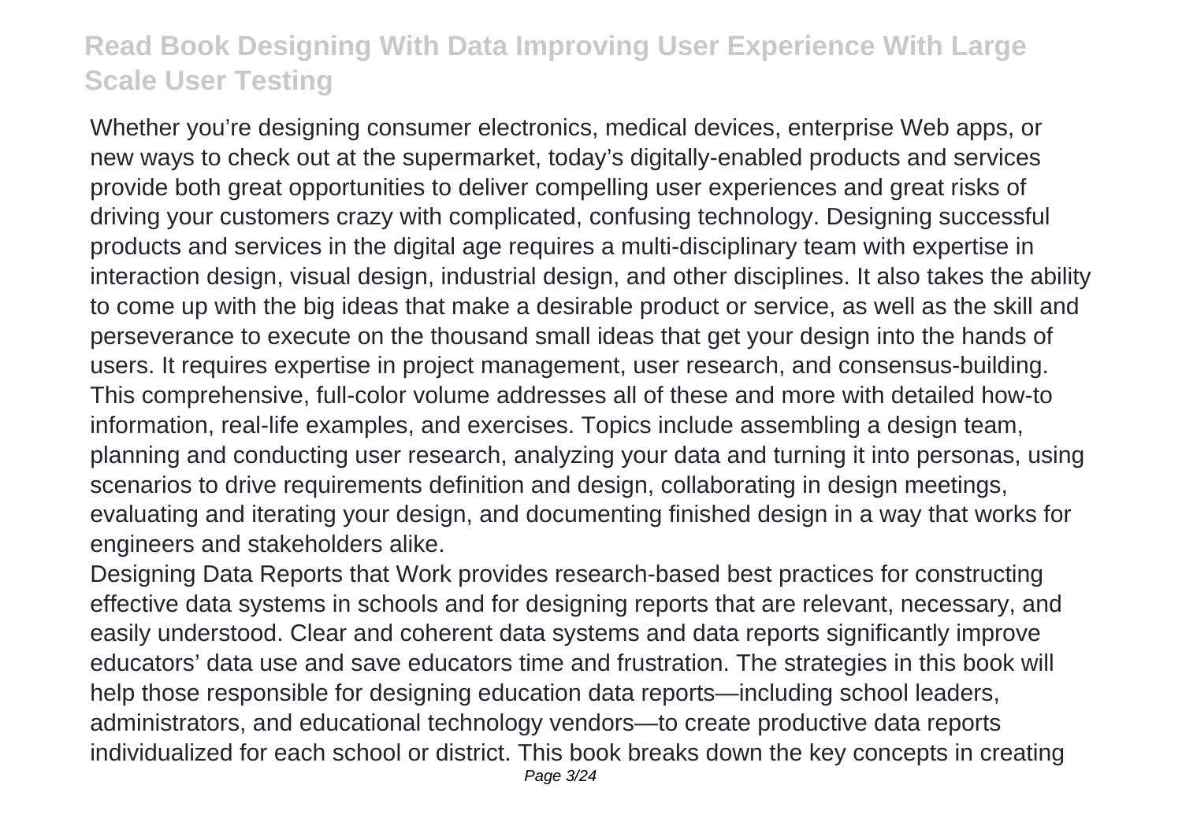Whether you’re designing consumer electronics, medical devices, enterprise Web apps, or new ways to check out at the supermarket, today’s digitally-enabled products and services provide both great opportunities to deliver compelling user experiences and great risks of driving your customers crazy with complicated, confusing technology. Designing successful products and services in the digital age requires a multi-disciplinary team with expertise in interaction design, visual design, industrial design, and other disciplines. It also takes the ability to come up with the big ideas that make a desirable product or service, as well as the skill and perseverance to execute on the thousand small ideas that get your design into the hands of users. It requires expertise in project management, user research, and consensus-building. This comprehensive, full-color volume addresses all of these and more with detailed how-to information, real-life examples, and exercises. Topics include assembling a design team, planning and conducting user research, analyzing your data and turning it into personas, using scenarios to drive requirements definition and design, collaborating in design meetings, evaluating and iterating your design, and documenting finished design in a way that works for engineers and stakeholders alike.

Designing Data Reports that Work provides research-based best practices for constructing effective data systems in schools and for designing reports that are relevant, necessary, and easily understood. Clear and coherent data systems and data reports significantly improve educators’ data use and save educators time and frustration. The strategies in this book will help those responsible for designing education data reports—including school leaders, administrators, and educational technology vendors—to create productive data reports individualized for each school or district. This book breaks down the key concepts in creating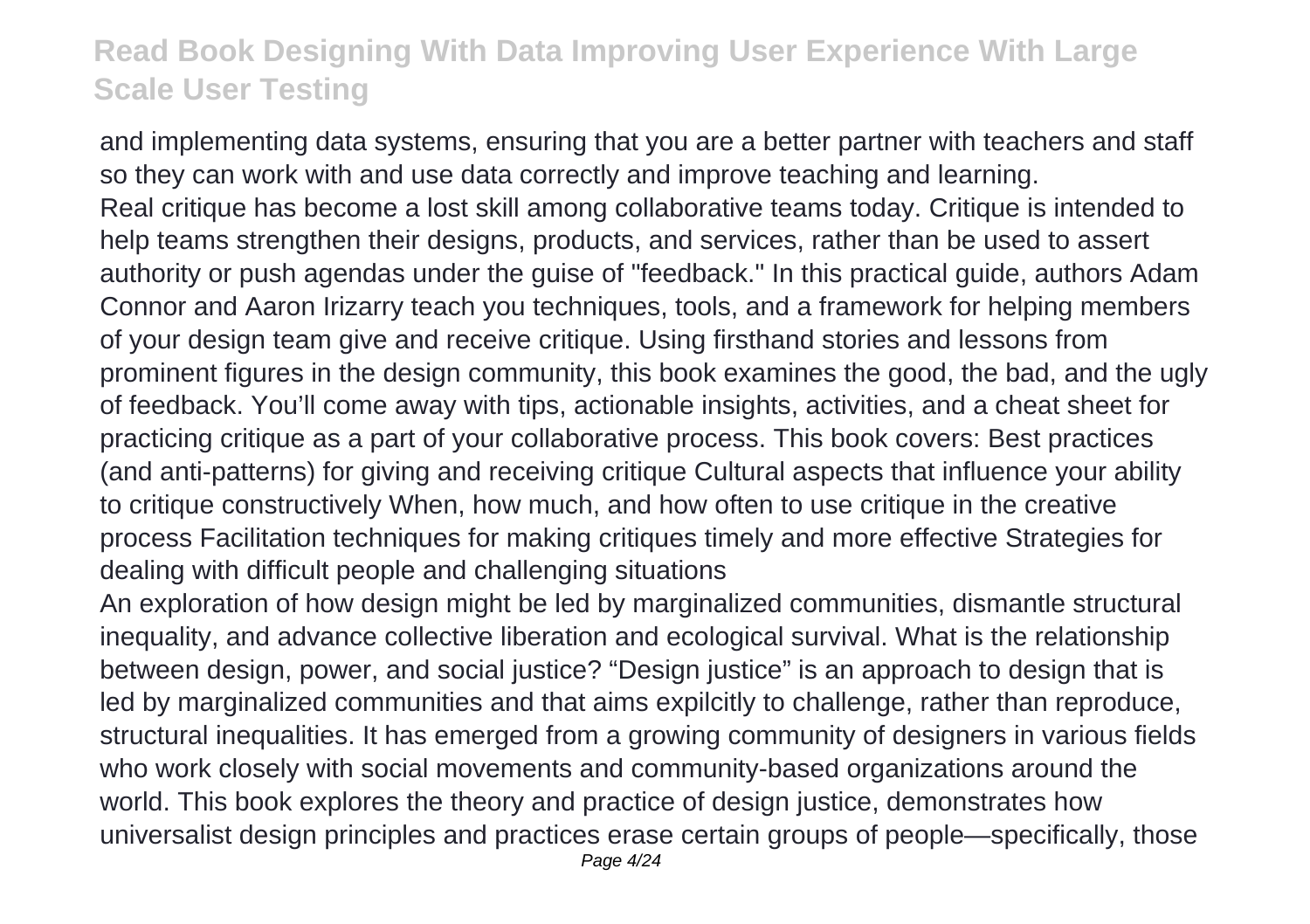and implementing data systems, ensuring that you are a better partner with teachers and staff so they can work with and use data correctly and improve teaching and learning.

Real critique has become a lost skill among collaborative teams today. Critique is intended to help teams strengthen their designs, products, and services, rather than be used to assert authority or push agendas under the guise of "feedback." In this practical guide, authors Adam Connor and Aaron Irizarry teach you techniques, tools, and a framework for helping members of your design team give and receive critique. Using firsthand stories and lessons from prominent figures in the design community, this book examines the good, the bad, and the ugly of feedback. You'll come away with tips, actionable insights, activities, and a cheat sheet for practicing critique as a part of your collaborative process. This book covers: Best practices (and anti-patterns) for giving and receiving critique Cultural aspects that influence your ability to critique constructively When, how much, and how often to use critique in the creative process Facilitation techniques for making critiques timely and more effective Strategies for dealing with difficult people and challenging situations

An exploration of how design might be led by marginalized communities, dismantle structural inequality, and advance collective liberation and ecological survival. What is the relationship between design, power, and social justice? "Design justice" is an approach to design that is led by marginalized communities and that aims expilcitly to challenge, rather than reproduce, structural inequalities. It has emerged from a growing community of designers in various fields who work closely with social movements and community-based organizations around the world. This book explores the theory and practice of design justice, demonstrates how universalist design principles and practices erase certain groups of people—specifically, those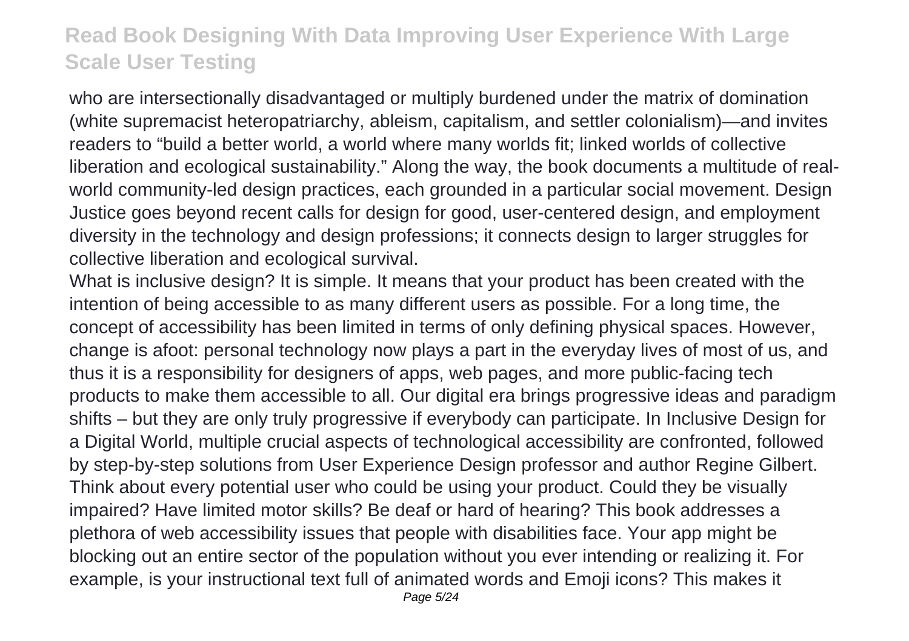who are intersectionally disadvantaged or multiply burdened under the matrix of domination (white supremacist heteropatriarchy, ableism, capitalism, and settler colonialism)—and invites readers to "build a better world, a world where many worlds fit; linked worlds of collective liberation and ecological sustainability." Along the way, the book documents a multitude of real-world community-led design practices, each grounded in a particular social movement. Design Justice goes beyond recent calls for design for good, user-centered design, and employment diversity in the technology and design professions; it connects design to larger struggles for collective liberation and ecological survival.

What is inclusive design? It is simple. It means that your product has been created with the intention of being accessible to as many different users as possible. For a long time, the concept of accessibility has been limited in terms of only defining physical spaces. However, change is afoot: personal technology now plays a part in the everyday lives of most of us, and thus it is a responsibility for designers of apps, web pages, and more public-facing tech products to make them accessible to all. Our digital era brings progressive ideas and paradigm shifts – but they are only truly progressive if everybody can participate. In Inclusive Design for a Digital World, multiple crucial aspects of technological accessibility are confronted, followed by step-by-step solutions from User Experience Design professor and author Regine Gilbert. Think about every potential user who could be using your product. Could they be visually impaired? Have limited motor skills? Be deaf or hard of hearing? This book addresses a plethora of web accessibility issues that people with disabilities face. Your app might be blocking out an entire sector of the population without you ever intending or realizing it. For example, is your instructional text full of animated words and Emoji icons? This makes it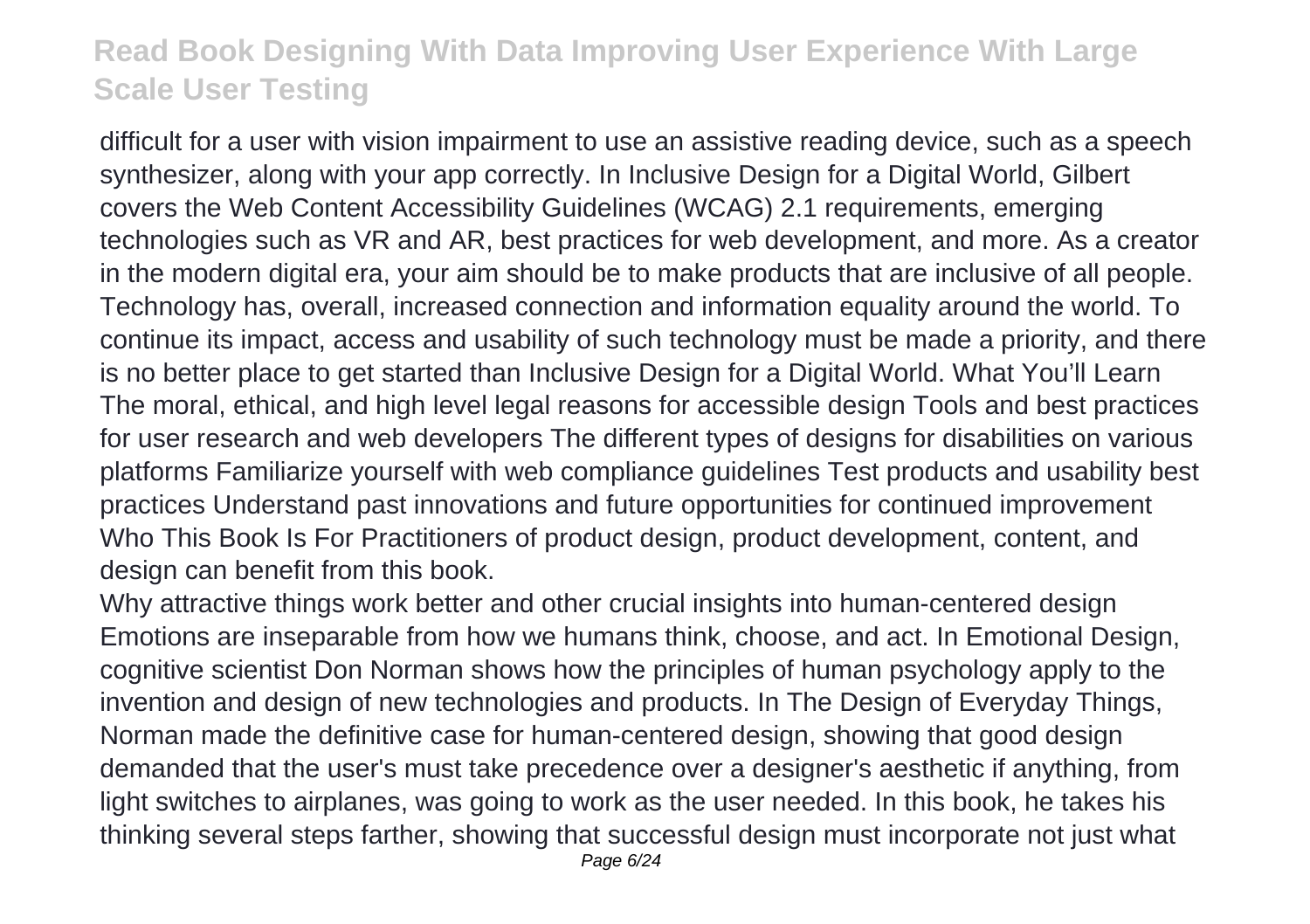difficult for a user with vision impairment to use an assistive reading device, such as a speech synthesizer, along with your app correctly. In Inclusive Design for a Digital World, Gilbert covers the Web Content Accessibility Guidelines (WCAG) 2.1 requirements, emerging technologies such as VR and AR, best practices for web development, and more. As a creator in the modern digital era, your aim should be to make products that are inclusive of all people. Technology has, overall, increased connection and information equality around the world. To continue its impact, access and usability of such technology must be made a priority, and there is no better place to get started than Inclusive Design for a Digital World. What You'll Learn The moral, ethical, and high level legal reasons for accessible design Tools and best practices for user research and web developers The different types of designs for disabilities on various platforms Familiarize yourself with web compliance guidelines Test products and usability best practices Understand past innovations and future opportunities for continued improvement Who This Book Is For Practitioners of product design, product development, content, and design can benefit from this book.

Why attractive things work better and other crucial insights into human-centered design Emotions are inseparable from how we humans think, choose, and act. In Emotional Design, cognitive scientist Don Norman shows how the principles of human psychology apply to the invention and design of new technologies and products. In The Design of Everyday Things, Norman made the definitive case for human-centered design, showing that good design demanded that the user's must take precedence over a designer's aesthetic if anything, from light switches to airplanes, was going to work as the user needed. In this book, he takes his thinking several steps farther, showing that successful design must incorporate not just what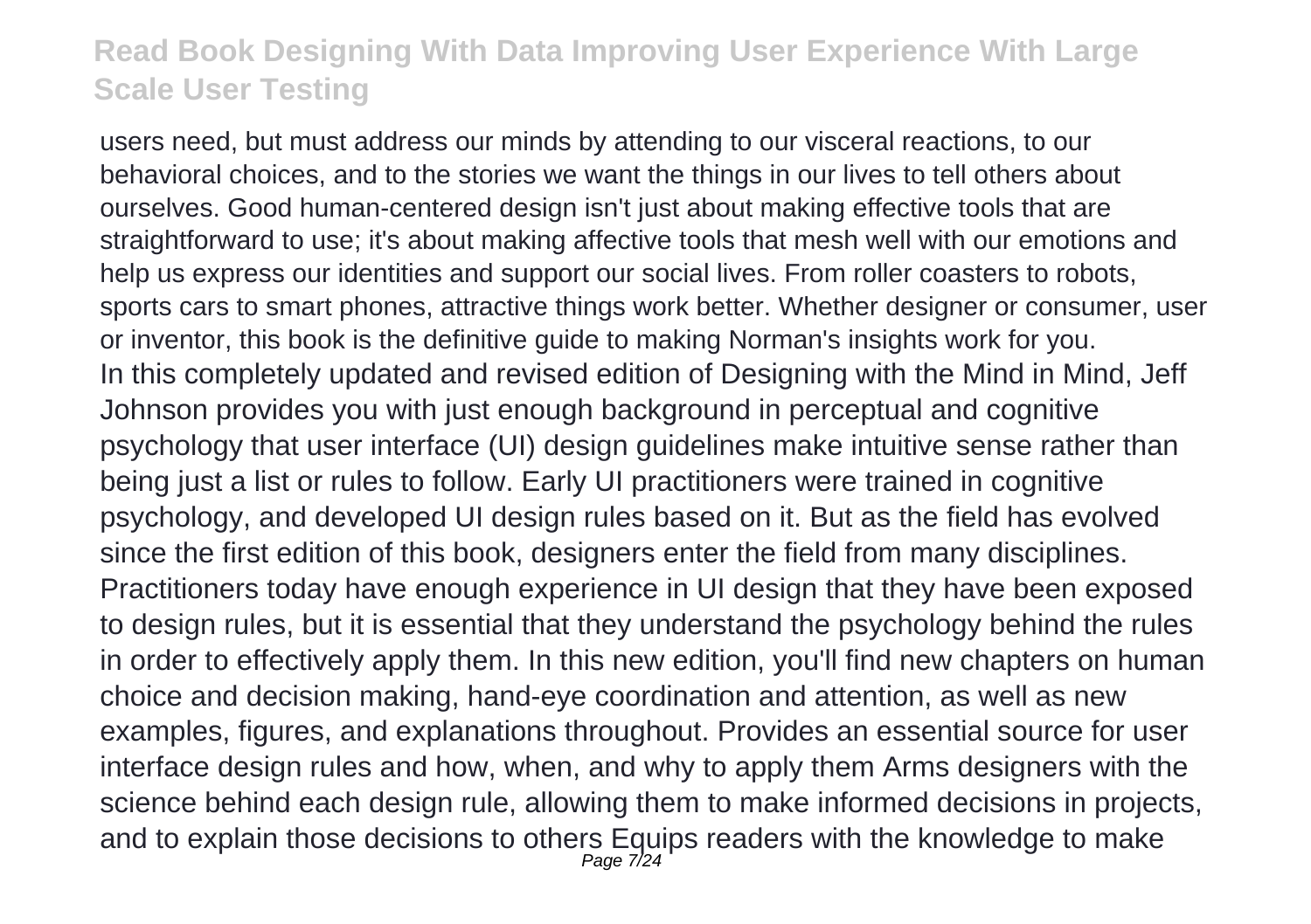users need, but must address our minds by attending to our visceral reactions, to our behavioral choices, and to the stories we want the things in our lives to tell others about ourselves. Good human-centered design isn't just about making effective tools that are straightforward to use; it's about making affective tools that mesh well with our emotions and help us express our identities and support our social lives. From roller coasters to robots, sports cars to smart phones, attractive things work better. Whether designer or consumer, user or inventor, this book is the definitive guide to making Norman's insights work for you.
In this completely updated and revised edition of Designing with the Mind in Mind, Jeff Johnson provides you with just enough background in perceptual and cognitive psychology that user interface (UI) design guidelines make intuitive sense rather than being just a list or rules to follow. Early UI practitioners were trained in cognitive psychology, and developed UI design rules based on it. But as the field has evolved since the first edition of this book, designers enter the field from many disciplines. Practitioners today have enough experience in UI design that they have been exposed to design rules, but it is essential that they understand the psychology behind the rules in order to effectively apply them. In this new edition, you'll find new chapters on human choice and decision making, hand-eye coordination and attention, as well as new examples, figures, and explanations throughout. Provides an essential source for user interface design rules and how, when, and why to apply them Arms designers with the science behind each design rule, allowing them to make informed decisions in projects, and to explain those decisions to others Equips readers with the knowledge to make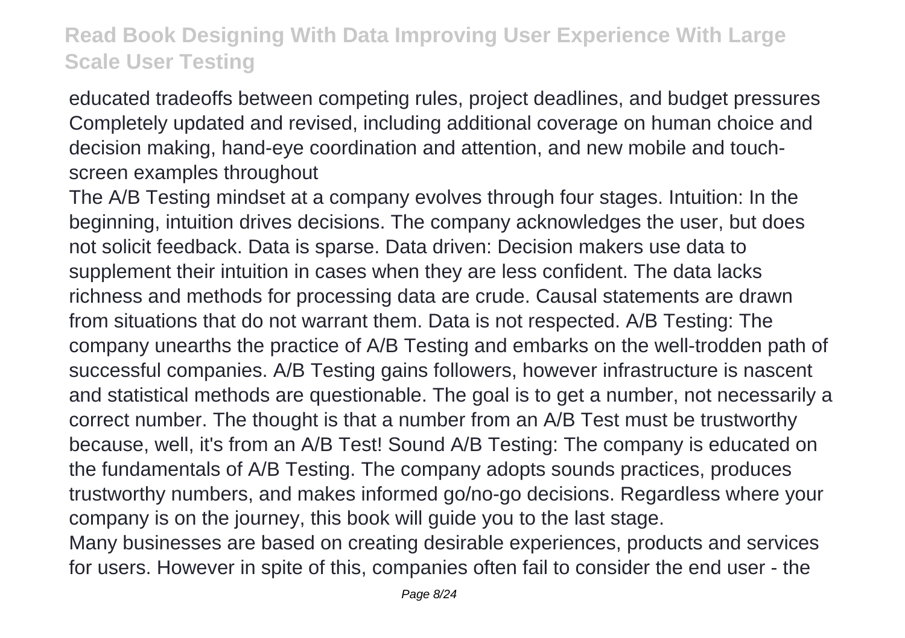educated tradeoffs between competing rules, project deadlines, and budget pressures Completely updated and revised, including additional coverage on human choice and decision making, hand-eye coordination and attention, and new mobile and touch-screen examples throughout

The A/B Testing mindset at a company evolves through four stages. Intuition: In the beginning, intuition drives decisions. The company acknowledges the user, but does not solicit feedback. Data is sparse. Data driven: Decision makers use data to supplement their intuition in cases when they are less confident. The data lacks richness and methods for processing data are crude. Causal statements are drawn from situations that do not warrant them. Data is not respected. A/B Testing: The company unearths the practice of A/B Testing and embarks on the well-trodden path of successful companies. A/B Testing gains followers, however infrastructure is nascent and statistical methods are questionable. The goal is to get a number, not necessarily a correct number. The thought is that a number from an A/B Test must be trustworthy because, well, it's from an A/B Test! Sound A/B Testing: The company is educated on the fundamentals of A/B Testing. The company adopts sounds practices, produces trustworthy numbers, and makes informed go/no-go decisions. Regardless where your company is on the journey, this book will guide you to the last stage.

Many businesses are based on creating desirable experiences, products and services for users. However in spite of this, companies often fail to consider the end user - the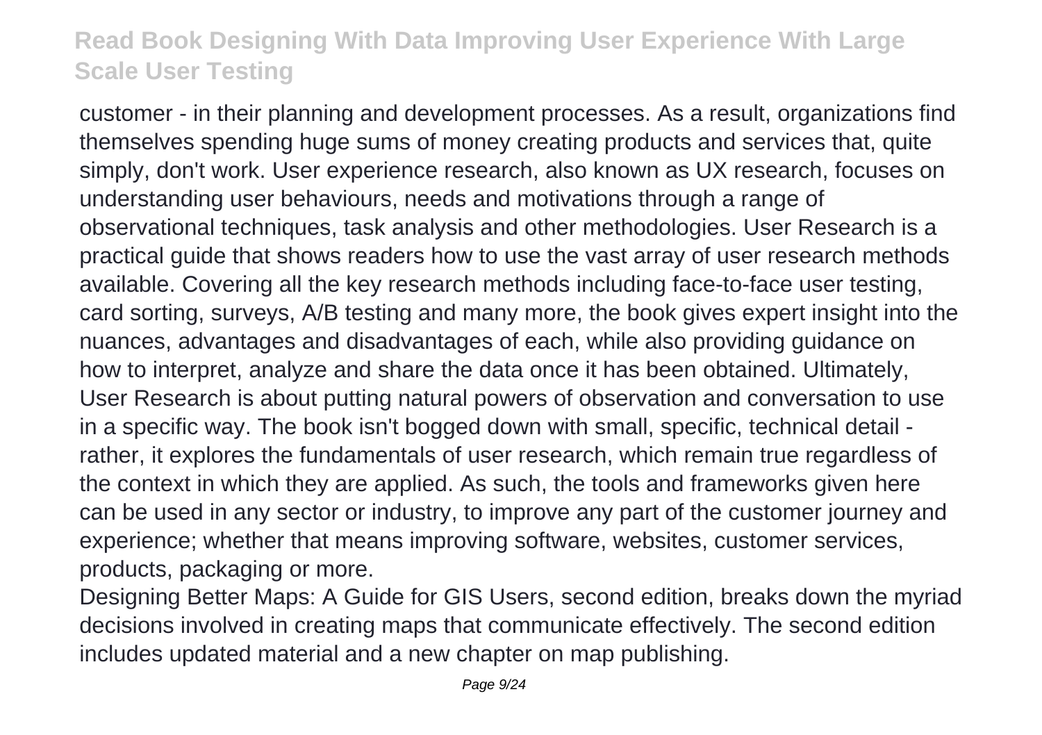customer - in their planning and development processes. As a result, organizations find themselves spending huge sums of money creating products and services that, quite simply, don't work. User experience research, also known as UX research, focuses on understanding user behaviours, needs and motivations through a range of observational techniques, task analysis and other methodologies. User Research is a practical guide that shows readers how to use the vast array of user research methods available. Covering all the key research methods including face-to-face user testing, card sorting, surveys, A/B testing and many more, the book gives expert insight into the nuances, advantages and disadvantages of each, while also providing guidance on how to interpret, analyze and share the data once it has been obtained. Ultimately, User Research is about putting natural powers of observation and conversation to use in a specific way. The book isn't bogged down with small, specific, technical detail - rather, it explores the fundamentals of user research, which remain true regardless of the context in which they are applied. As such, the tools and frameworks given here can be used in any sector or industry, to improve any part of the customer journey and experience; whether that means improving software, websites, customer services, products, packaging or more.

Designing Better Maps: A Guide for GIS Users, second edition, breaks down the myriad decisions involved in creating maps that communicate effectively. The second edition includes updated material and a new chapter on map publishing.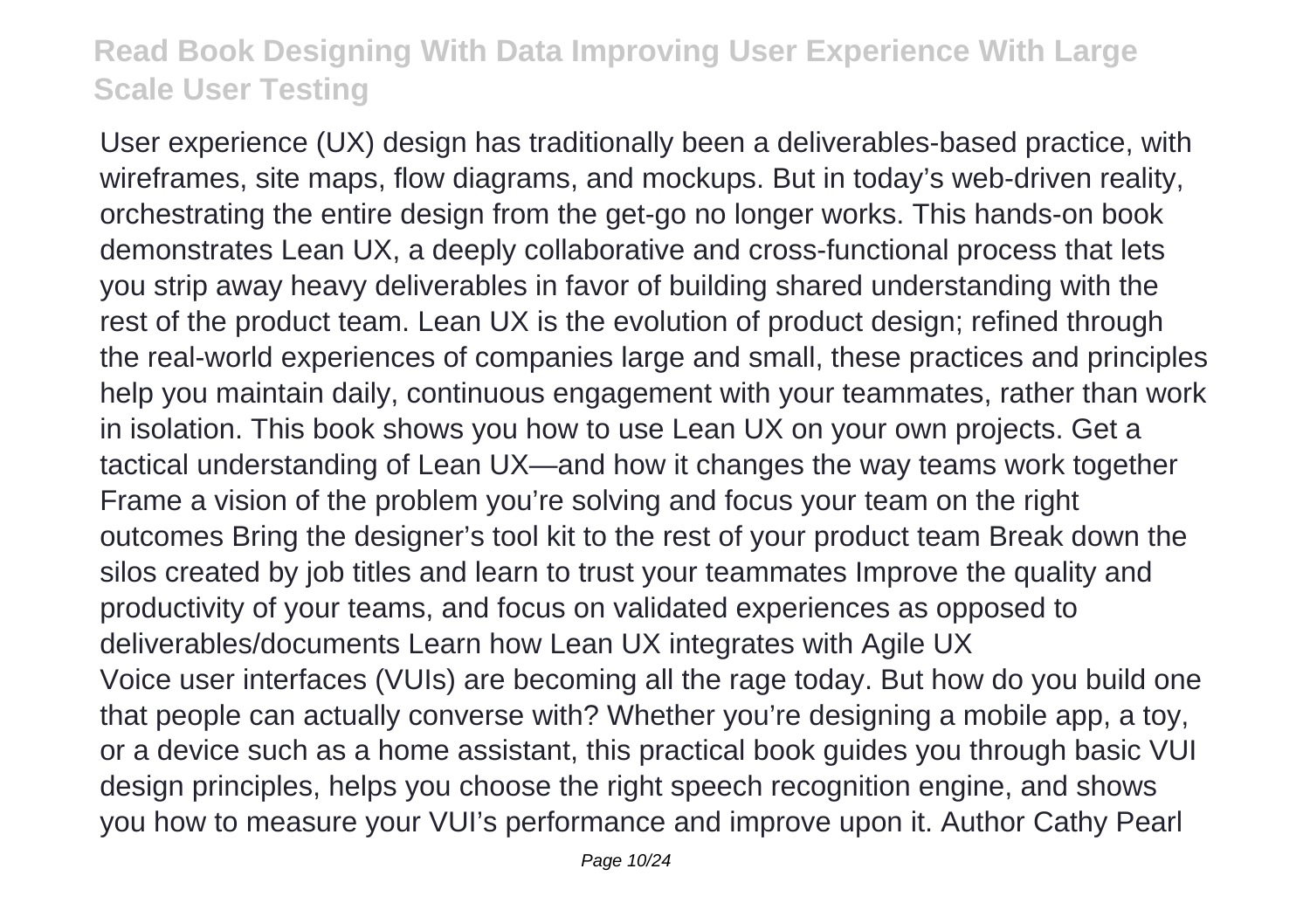User experience (UX) design has traditionally been a deliverables-based practice, with wireframes, site maps, flow diagrams, and mockups. But in today's web-driven reality, orchestrating the entire design from the get-go no longer works. This hands-on book demonstrates Lean UX, a deeply collaborative and cross-functional process that lets you strip away heavy deliverables in favor of building shared understanding with the rest of the product team. Lean UX is the evolution of product design; refined through the real-world experiences of companies large and small, these practices and principles help you maintain daily, continuous engagement with your teammates, rather than work in isolation. This book shows you how to use Lean UX on your own projects. Get a tactical understanding of Lean UX—and how it changes the way teams work together Frame a vision of the problem you're solving and focus your team on the right outcomes Bring the designer's tool kit to the rest of your product team Break down the silos created by job titles and learn to trust your teammates Improve the quality and productivity of your teams, and focus on validated experiences as opposed to deliverables/documents Learn how Lean UX integrates with Agile UX

Voice user interfaces (VUIs) are becoming all the rage today. But how do you build one that people can actually converse with? Whether you're designing a mobile app, a toy, or a device such as a home assistant, this practical book guides you through basic VUI design principles, helps you choose the right speech recognition engine, and shows you how to measure your VUI's performance and improve upon it. Author Cathy Pearl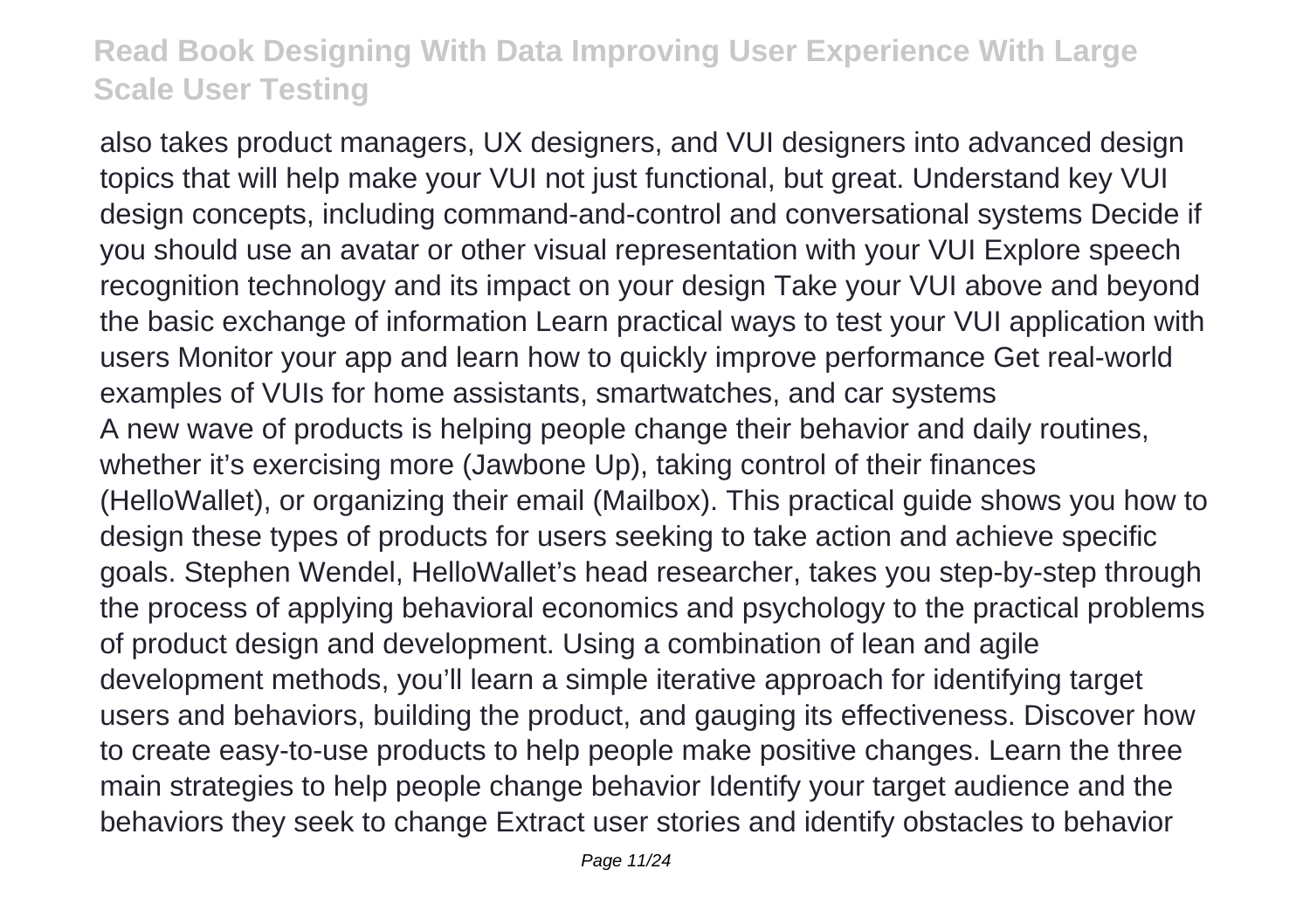also takes product managers, UX designers, and VUI designers into advanced design topics that will help make your VUI not just functional, but great. Understand key VUI design concepts, including command-and-control and conversational systems Decide if you should use an avatar or other visual representation with your VUI Explore speech recognition technology and its impact on your design Take your VUI above and beyond the basic exchange of information Learn practical ways to test your VUI application with users Monitor your app and learn how to quickly improve performance Get real-world examples of VUIs for home assistants, smartwatches, and car systems

A new wave of products is helping people change their behavior and daily routines, whether it's exercising more (Jawbone Up), taking control of their finances (HelloWallet), or organizing their email (Mailbox). This practical guide shows you how to design these types of products for users seeking to take action and achieve specific goals. Stephen Wendel, HelloWallet's head researcher, takes you step-by-step through the process of applying behavioral economics and psychology to the practical problems of product design and development. Using a combination of lean and agile development methods, you'll learn a simple iterative approach for identifying target users and behaviors, building the product, and gauging its effectiveness. Discover how to create easy-to-use products to help people make positive changes. Learn the three main strategies to help people change behavior Identify your target audience and the behaviors they seek to change Extract user stories and identify obstacles to behavior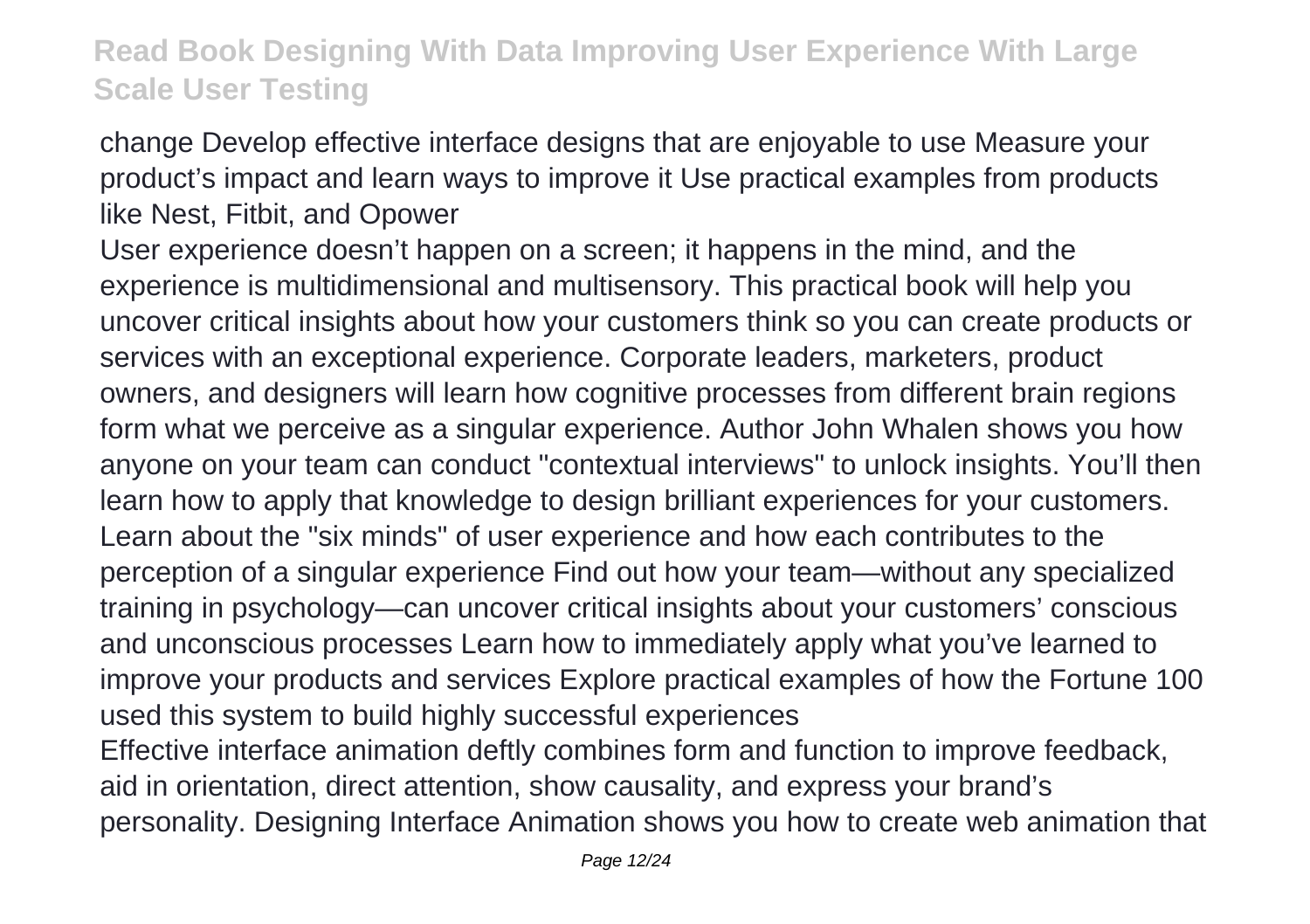change Develop effective interface designs that are enjoyable to use Measure your product's impact and learn ways to improve it Use practical examples from products like Nest, Fitbit, and Opower

User experience doesn't happen on a screen; it happens in the mind, and the experience is multidimensional and multisensory. This practical book will help you uncover critical insights about how your customers think so you can create products or services with an exceptional experience. Corporate leaders, marketers, product owners, and designers will learn how cognitive processes from different brain regions form what we perceive as a singular experience. Author John Whalen shows you how anyone on your team can conduct "contextual interviews" to unlock insights. You'll then learn how to apply that knowledge to design brilliant experiences for your customers. Learn about the "six minds" of user experience and how each contributes to the perception of a singular experience Find out how your team—without any specialized training in psychology—can uncover critical insights about your customers' conscious and unconscious processes Learn how to immediately apply what you've learned to improve your products and services Explore practical examples of how the Fortune 100 used this system to build highly successful experiences

Effective interface animation deftly combines form and function to improve feedback, aid in orientation, direct attention, show causality, and express your brand's personality. Designing Interface Animation shows you how to create web animation that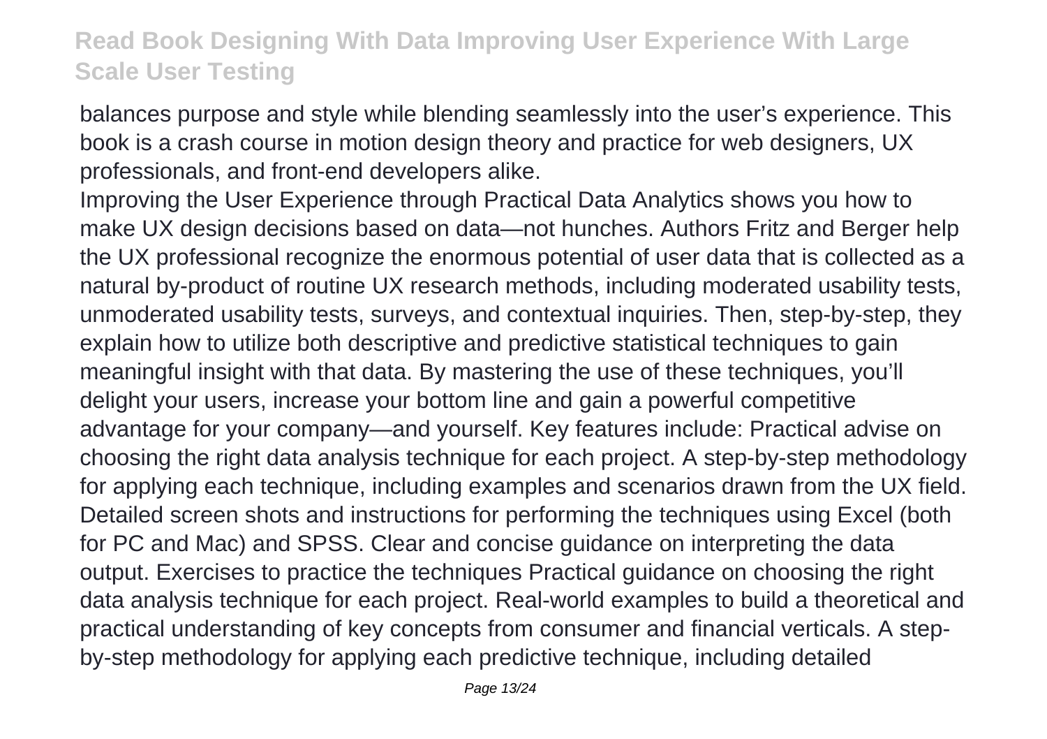balances purpose and style while blending seamlessly into the user's experience. This book is a crash course in motion design theory and practice for web designers, UX professionals, and front-end developers alike.

Improving the User Experience through Practical Data Analytics shows you how to make UX design decisions based on data—not hunches. Authors Fritz and Berger help the UX professional recognize the enormous potential of user data that is collected as a natural by-product of routine UX research methods, including moderated usability tests, unmoderated usability tests, surveys, and contextual inquiries. Then, step-by-step, they explain how to utilize both descriptive and predictive statistical techniques to gain meaningful insight with that data. By mastering the use of these techniques, you'll delight your users, increase your bottom line and gain a powerful competitive advantage for your company—and yourself. Key features include: Practical advise on choosing the right data analysis technique for each project. A step-by-step methodology for applying each technique, including examples and scenarios drawn from the UX field. Detailed screen shots and instructions for performing the techniques using Excel (both for PC and Mac) and SPSS. Clear and concise guidance on interpreting the data output. Exercises to practice the techniques Practical guidance on choosing the right data analysis technique for each project. Real-world examples to build a theoretical and practical understanding of key concepts from consumer and financial verticals. A step-by-step methodology for applying each predictive technique, including detailed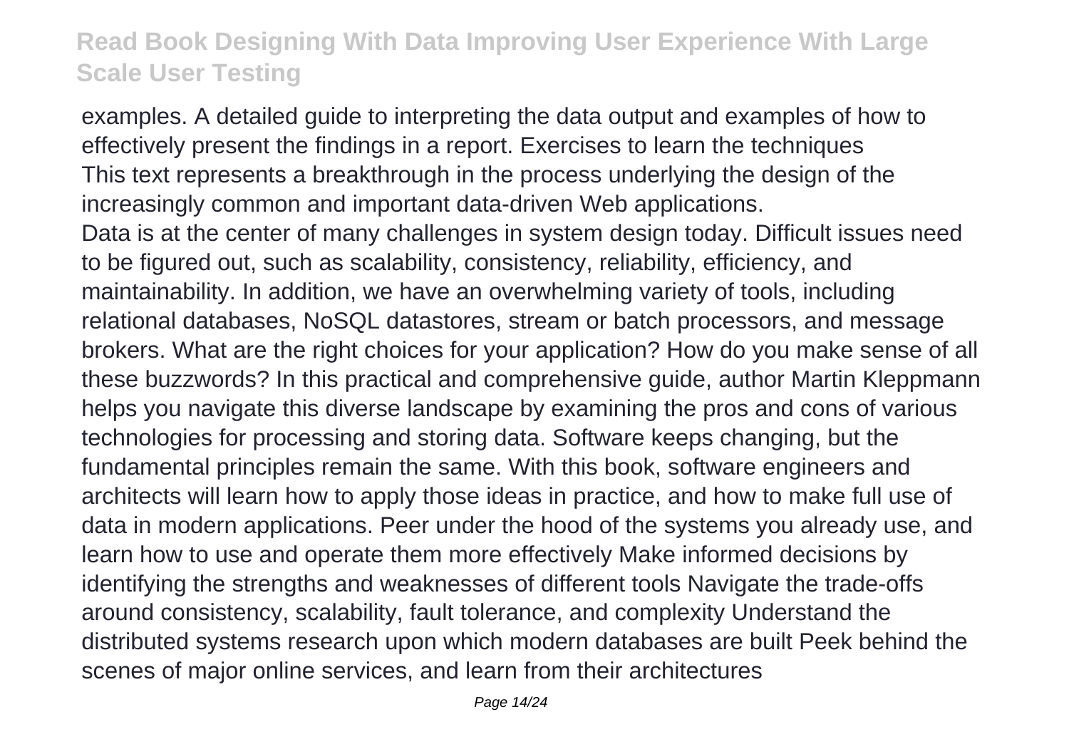examples. A detailed guide to interpreting the data output and examples of how to effectively present the findings in a report. Exercises to learn the techniques

This text represents a breakthrough in the process underlying the design of the increasingly common and important data-driven Web applications.

Data is at the center of many challenges in system design today. Difficult issues need to be figured out, such as scalability, consistency, reliability, efficiency, and maintainability. In addition, we have an overwhelming variety of tools, including relational databases, NoSQL datastores, stream or batch processors, and message brokers. What are the right choices for your application? How do you make sense of all these buzzwords? In this practical and comprehensive guide, author Martin Kleppmann helps you navigate this diverse landscape by examining the pros and cons of various technologies for processing and storing data. Software keeps changing, but the fundamental principles remain the same. With this book, software engineers and architects will learn how to apply those ideas in practice, and how to make full use of data in modern applications. Peer under the hood of the systems you already use, and learn how to use and operate them more effectively Make informed decisions by identifying the strengths and weaknesses of different tools Navigate the trade-offs around consistency, scalability, fault tolerance, and complexity Understand the distributed systems research upon which modern databases are built Peek behind the scenes of major online services, and learn from their architectures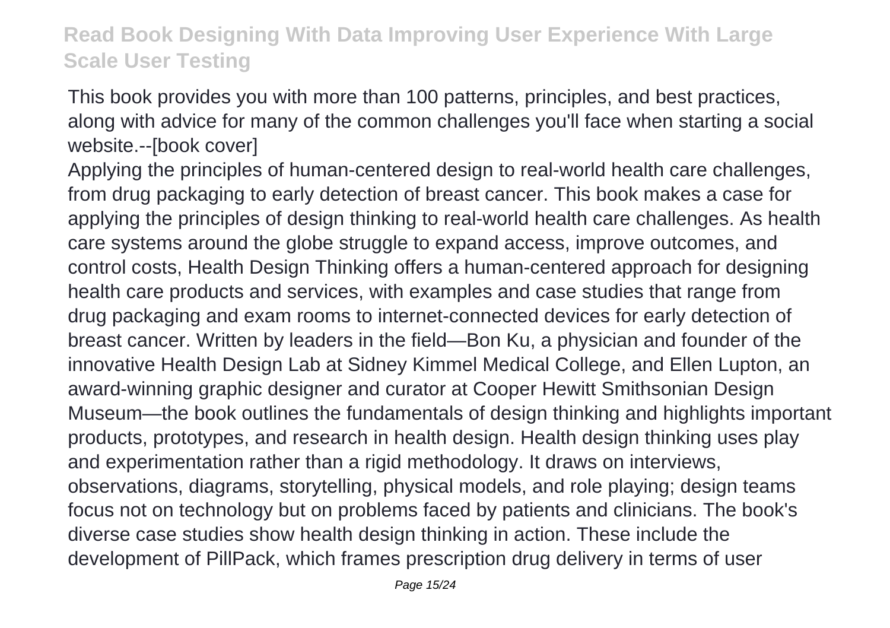This book provides you with more than 100 patterns, principles, and best practices, along with advice for many of the common challenges you'll face when starting a social website.--[book cover]

Applying the principles of human-centered design to real-world health care challenges, from drug packaging to early detection of breast cancer. This book makes a case for applying the principles of design thinking to real-world health care challenges. As health care systems around the globe struggle to expand access, improve outcomes, and control costs, Health Design Thinking offers a human-centered approach for designing health care products and services, with examples and case studies that range from drug packaging and exam rooms to internet-connected devices for early detection of breast cancer. Written by leaders in the field—Bon Ku, a physician and founder of the innovative Health Design Lab at Sidney Kimmel Medical College, and Ellen Lupton, an award-winning graphic designer and curator at Cooper Hewitt Smithsonian Design Museum—the book outlines the fundamentals of design thinking and highlights important products, prototypes, and research in health design. Health design thinking uses play and experimentation rather than a rigid methodology. It draws on interviews, observations, diagrams, storytelling, physical models, and role playing; design teams focus not on technology but on problems faced by patients and clinicians. The book's diverse case studies show health design thinking in action. These include the development of PillPack, which frames prescription drug delivery in terms of user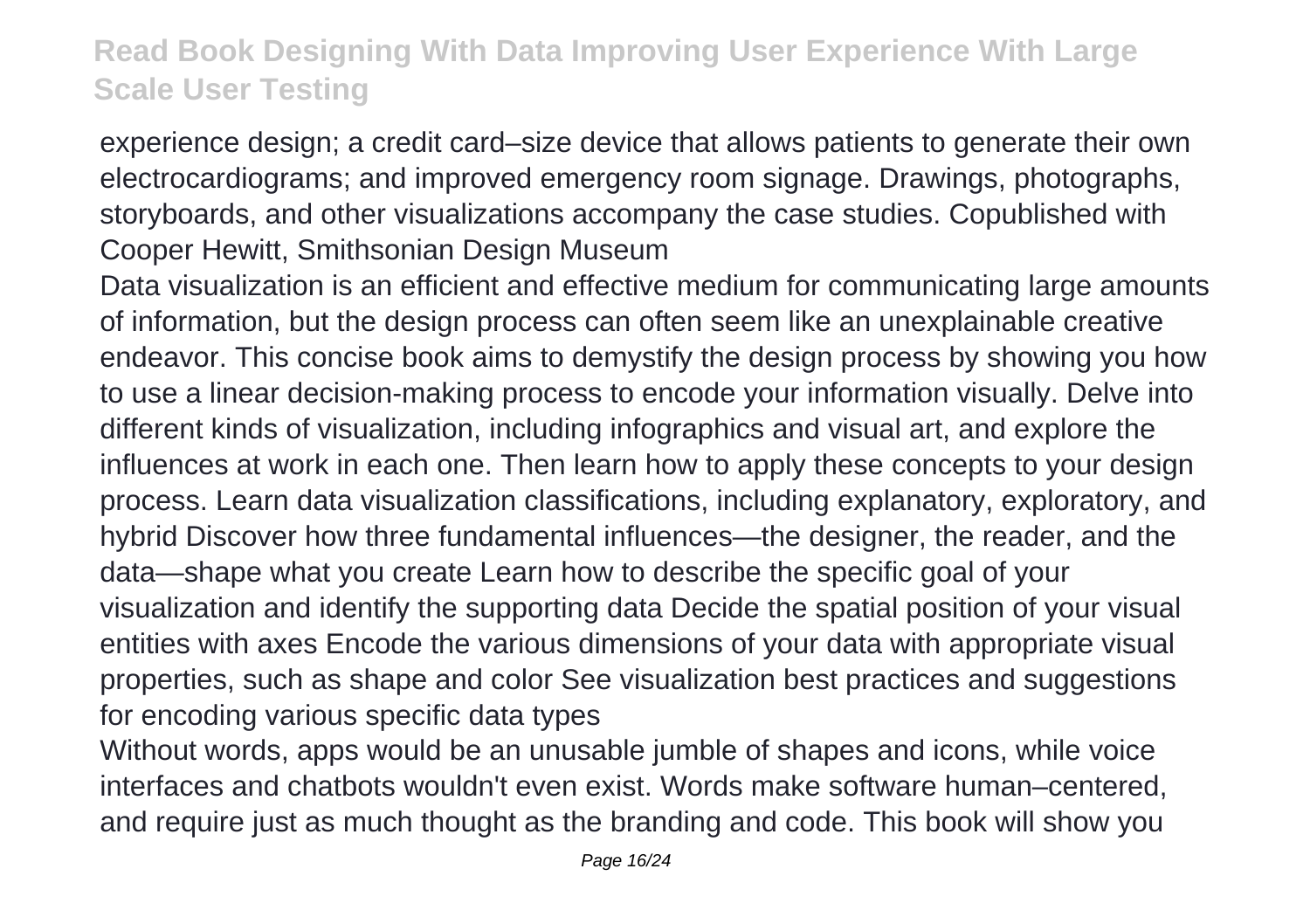experience design; a credit card–size device that allows patients to generate their own electrocardiograms; and improved emergency room signage. Drawings, photographs, storyboards, and other visualizations accompany the case studies. Copublished with Cooper Hewitt, Smithsonian Design Museum

Data visualization is an efficient and effective medium for communicating large amounts of information, but the design process can often seem like an unexplainable creative endeavor. This concise book aims to demystify the design process by showing you how to use a linear decision-making process to encode your information visually. Delve into different kinds of visualization, including infographics and visual art, and explore the influences at work in each one. Then learn how to apply these concepts to your design process. Learn data visualization classifications, including explanatory, exploratory, and hybrid Discover how three fundamental influences—the designer, the reader, and the data—shape what you create Learn how to describe the specific goal of your visualization and identify the supporting data Decide the spatial position of your visual entities with axes Encode the various dimensions of your data with appropriate visual properties, such as shape and color See visualization best practices and suggestions for encoding various specific data types

Without words, apps would be an unusable jumble of shapes and icons, while voice interfaces and chatbots wouldn't even exist. Words make software human–centered, and require just as much thought as the branding and code. This book will show you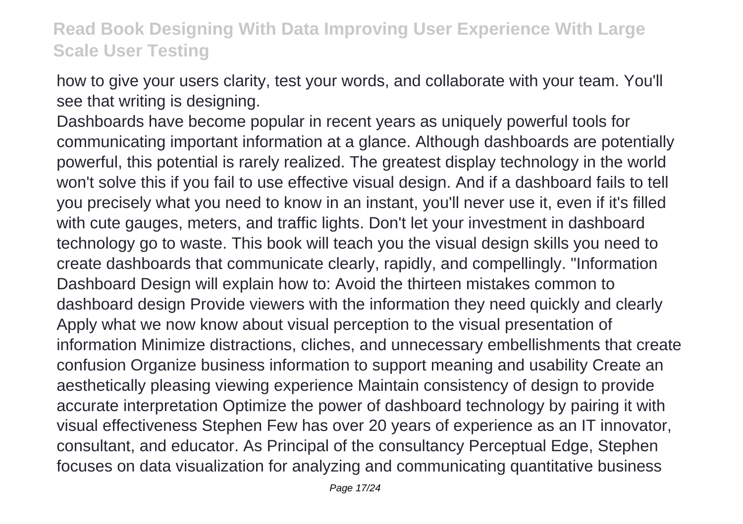how to give your users clarity, test your words, and collaborate with your team. You'll see that writing is designing.

Dashboards have become popular in recent years as uniquely powerful tools for communicating important information at a glance. Although dashboards are potentially powerful, this potential is rarely realized. The greatest display technology in the world won't solve this if you fail to use effective visual design. And if a dashboard fails to tell you precisely what you need to know in an instant, you'll never use it, even if it's filled with cute gauges, meters, and traffic lights. Don't let your investment in dashboard technology go to waste. This book will teach you the visual design skills you need to create dashboards that communicate clearly, rapidly, and compellingly. "Information Dashboard Design will explain how to: Avoid the thirteen mistakes common to dashboard design Provide viewers with the information they need quickly and clearly Apply what we now know about visual perception to the visual presentation of information Minimize distractions, cliches, and unnecessary embellishments that create confusion Organize business information to support meaning and usability Create an aesthetically pleasing viewing experience Maintain consistency of design to provide accurate interpretation Optimize the power of dashboard technology by pairing it with visual effectiveness Stephen Few has over 20 years of experience as an IT innovator, consultant, and educator. As Principal of the consultancy Perceptual Edge, Stephen focuses on data visualization for analyzing and communicating quantitative business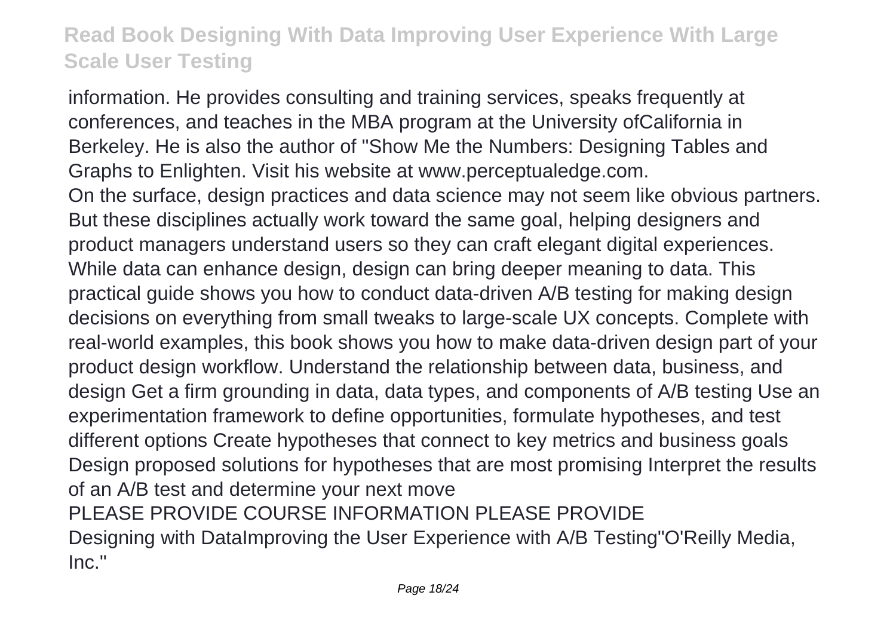information. He provides consulting and training services, speaks frequently at conferences, and teaches in the MBA program at the University ofCalifornia in Berkeley. He is also the author of "Show Me the Numbers: Designing Tables and Graphs to Enlighten. Visit his website at www.perceptualedge.com.

On the surface, design practices and data science may not seem like obvious partners. But these disciplines actually work toward the same goal, helping designers and product managers understand users so they can craft elegant digital experiences. While data can enhance design, design can bring deeper meaning to data. This practical guide shows you how to conduct data-driven A/B testing for making design decisions on everything from small tweaks to large-scale UX concepts. Complete with real-world examples, this book shows you how to make data-driven design part of your product design workflow. Understand the relationship between data, business, and design Get a firm grounding in data, data types, and components of A/B testing Use an experimentation framework to define opportunities, formulate hypotheses, and test different options Create hypotheses that connect to key metrics and business goals Design proposed solutions for hypotheses that are most promising Interpret the results of an A/B test and determine your next move

PLEASE PROVIDE COURSE INFORMATION PLEASE PROVIDE

Designing with DataImproving the User Experience with A/B Testing"O'Reilly Media, Inc."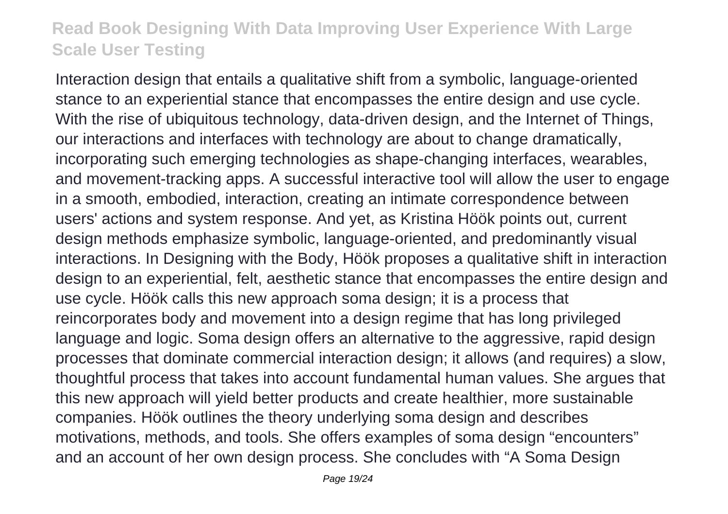Interaction design that entails a qualitative shift from a symbolic, language-oriented stance to an experiential stance that encompasses the entire design and use cycle. With the rise of ubiquitous technology, data-driven design, and the Internet of Things, our interactions and interfaces with technology are about to change dramatically, incorporating such emerging technologies as shape-changing interfaces, wearables, and movement-tracking apps. A successful interactive tool will allow the user to engage in a smooth, embodied, interaction, creating an intimate correspondence between users' actions and system response. And yet, as Kristina Höök points out, current design methods emphasize symbolic, language-oriented, and predominantly visual interactions. In Designing with the Body, Höök proposes a qualitative shift in interaction design to an experiential, felt, aesthetic stance that encompasses the entire design and use cycle. Höök calls this new approach soma design; it is a process that reincorporates body and movement into a design regime that has long privileged language and logic. Soma design offers an alternative to the aggressive, rapid design processes that dominate commercial interaction design; it allows (and requires) a slow, thoughtful process that takes into account fundamental human values. She argues that this new approach will yield better products and create healthier, more sustainable companies. Höök outlines the theory underlying soma design and describes motivations, methods, and tools. She offers examples of soma design “encounters” and an account of her own design process. She concludes with “A Soma Design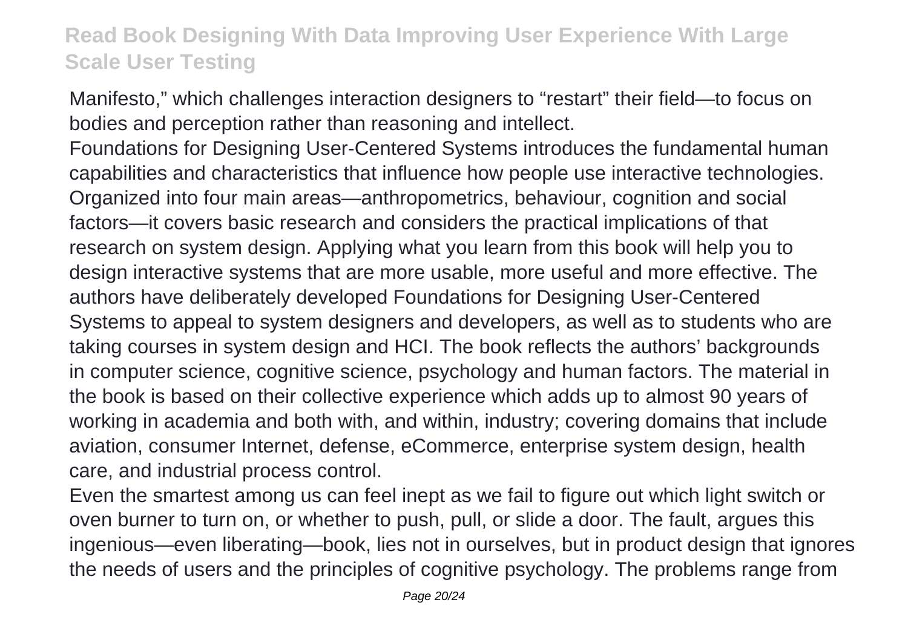Manifesto," which challenges interaction designers to "restart" their field—to focus on bodies and perception rather than reasoning and intellect.

Foundations for Designing User-Centered Systems introduces the fundamental human capabilities and characteristics that influence how people use interactive technologies. Organized into four main areas—anthropometrics, behaviour, cognition and social factors—it covers basic research and considers the practical implications of that research on system design. Applying what you learn from this book will help you to design interactive systems that are more usable, more useful and more effective. The authors have deliberately developed Foundations for Designing User-Centered Systems to appeal to system designers and developers, as well as to students who are taking courses in system design and HCI. The book reflects the authors' backgrounds in computer science, cognitive science, psychology and human factors. The material in the book is based on their collective experience which adds up to almost 90 years of working in academia and both with, and within, industry; covering domains that include aviation, consumer Internet, defense, eCommerce, enterprise system design, health care, and industrial process control.

Even the smartest among us can feel inept as we fail to figure out which light switch or oven burner to turn on, or whether to push, pull, or slide a door. The fault, argues this ingenious—even liberating—book, lies not in ourselves, but in product design that ignores the needs of users and the principles of cognitive psychology. The problems range from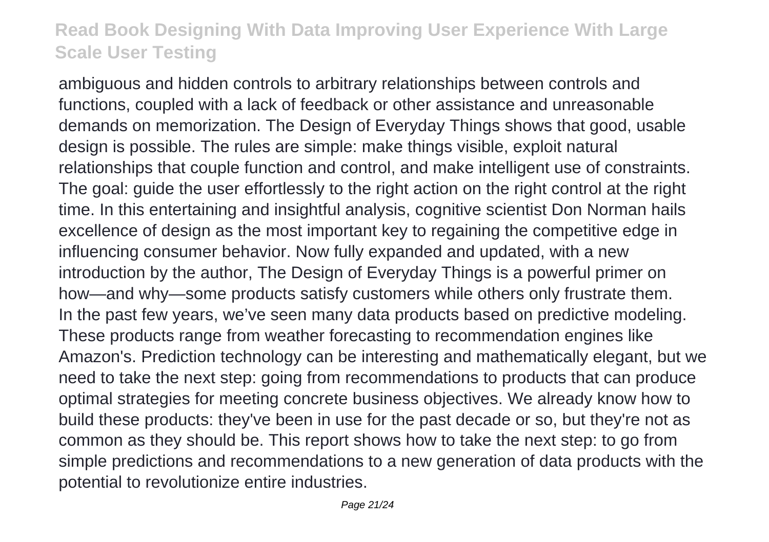ambiguous and hidden controls to arbitrary relationships between controls and functions, coupled with a lack of feedback or other assistance and unreasonable demands on memorization. The Design of Everyday Things shows that good, usable design is possible. The rules are simple: make things visible, exploit natural relationships that couple function and control, and make intelligent use of constraints. The goal: guide the user effortlessly to the right action on the right control at the right time. In this entertaining and insightful analysis, cognitive scientist Don Norman hails excellence of design as the most important key to regaining the competitive edge in influencing consumer behavior. Now fully expanded and updated, with a new introduction by the author, The Design of Everyday Things is a powerful primer on how—and why—some products satisfy customers while others only frustrate them.

In the past few years, we've seen many data products based on predictive modeling. These products range from weather forecasting to recommendation engines like Amazon's. Prediction technology can be interesting and mathematically elegant, but we need to take the next step: going from recommendations to products that can produce optimal strategies for meeting concrete business objectives. We already know how to build these products: they've been in use for the past decade or so, but they're not as common as they should be. This report shows how to take the next step: to go from simple predictions and recommendations to a new generation of data products with the potential to revolutionize entire industries.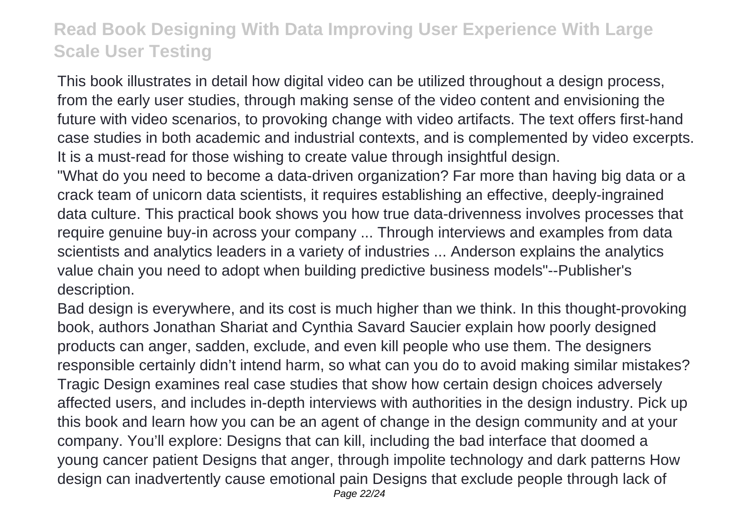This book illustrates in detail how digital video can be utilized throughout a design process, from the early user studies, through making sense of the video content and envisioning the future with video scenarios, to provoking change with video artifacts. The text offers first-hand case studies in both academic and industrial contexts, and is complemented by video excerpts. It is a must-read for those wishing to create value through insightful design.

"What do you need to become a data-driven organization? Far more than having big data or a crack team of unicorn data scientists, it requires establishing an effective, deeply-ingrained data culture. This practical book shows you how true data-drivenness involves processes that require genuine buy-in across your company ... Through interviews and examples from data scientists and analytics leaders in a variety of industries ... Anderson explains the analytics value chain you need to adopt when building predictive business models"--Publisher's description.

Bad design is everywhere, and its cost is much higher than we think. In this thought-provoking book, authors Jonathan Shariat and Cynthia Savard Saucier explain how poorly designed products can anger, sadden, exclude, and even kill people who use them. The designers responsible certainly didn't intend harm, so what can you do to avoid making similar mistakes? Tragic Design examines real case studies that show how certain design choices adversely affected users, and includes in-depth interviews with authorities in the design industry. Pick up this book and learn how you can be an agent of change in the design community and at your company. You'll explore: Designs that can kill, including the bad interface that doomed a young cancer patient Designs that anger, through impolite technology and dark patterns How design can inadvertently cause emotional pain Designs that exclude people through lack of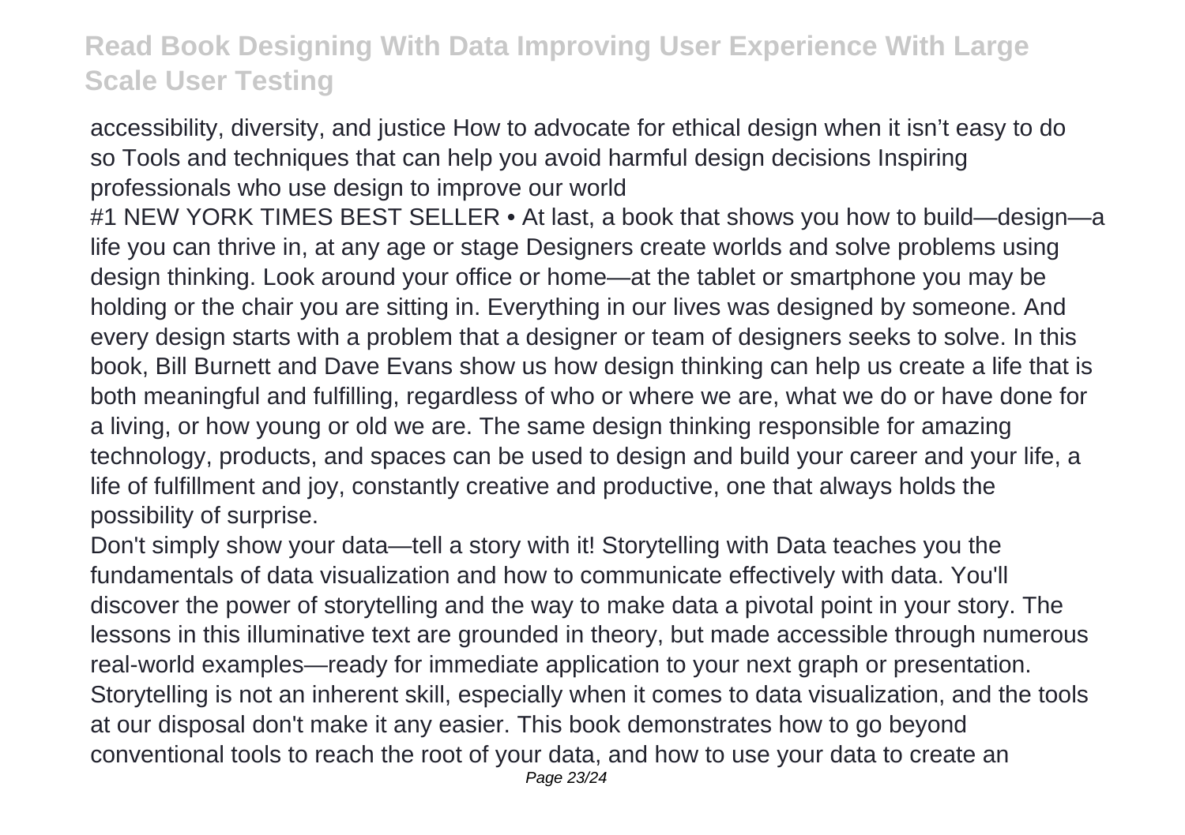accessibility, diversity, and justice How to advocate for ethical design when it isn't easy to do so Tools and techniques that can help you avoid harmful design decisions Inspiring professionals who use design to improve our world

#1 NEW YORK TIMES BEST SELLER • At last, a book that shows you how to build—design—a life you can thrive in, at any age or stage Designers create worlds and solve problems using design thinking. Look around your office or home—at the tablet or smartphone you may be holding or the chair you are sitting in. Everything in our lives was designed by someone. And every design starts with a problem that a designer or team of designers seeks to solve. In this book, Bill Burnett and Dave Evans show us how design thinking can help us create a life that is both meaningful and fulfilling, regardless of who or where we are, what we do or have done for a living, or how young or old we are. The same design thinking responsible for amazing technology, products, and spaces can be used to design and build your career and your life, a life of fulfillment and joy, constantly creative and productive, one that always holds the possibility of surprise.

Don't simply show your data—tell a story with it! Storytelling with Data teaches you the fundamentals of data visualization and how to communicate effectively with data. You'll discover the power of storytelling and the way to make data a pivotal point in your story. The lessons in this illuminative text are grounded in theory, but made accessible through numerous real-world examples—ready for immediate application to your next graph or presentation. Storytelling is not an inherent skill, especially when it comes to data visualization, and the tools at our disposal don't make it any easier. This book demonstrates how to go beyond conventional tools to reach the root of your data, and how to use your data to create an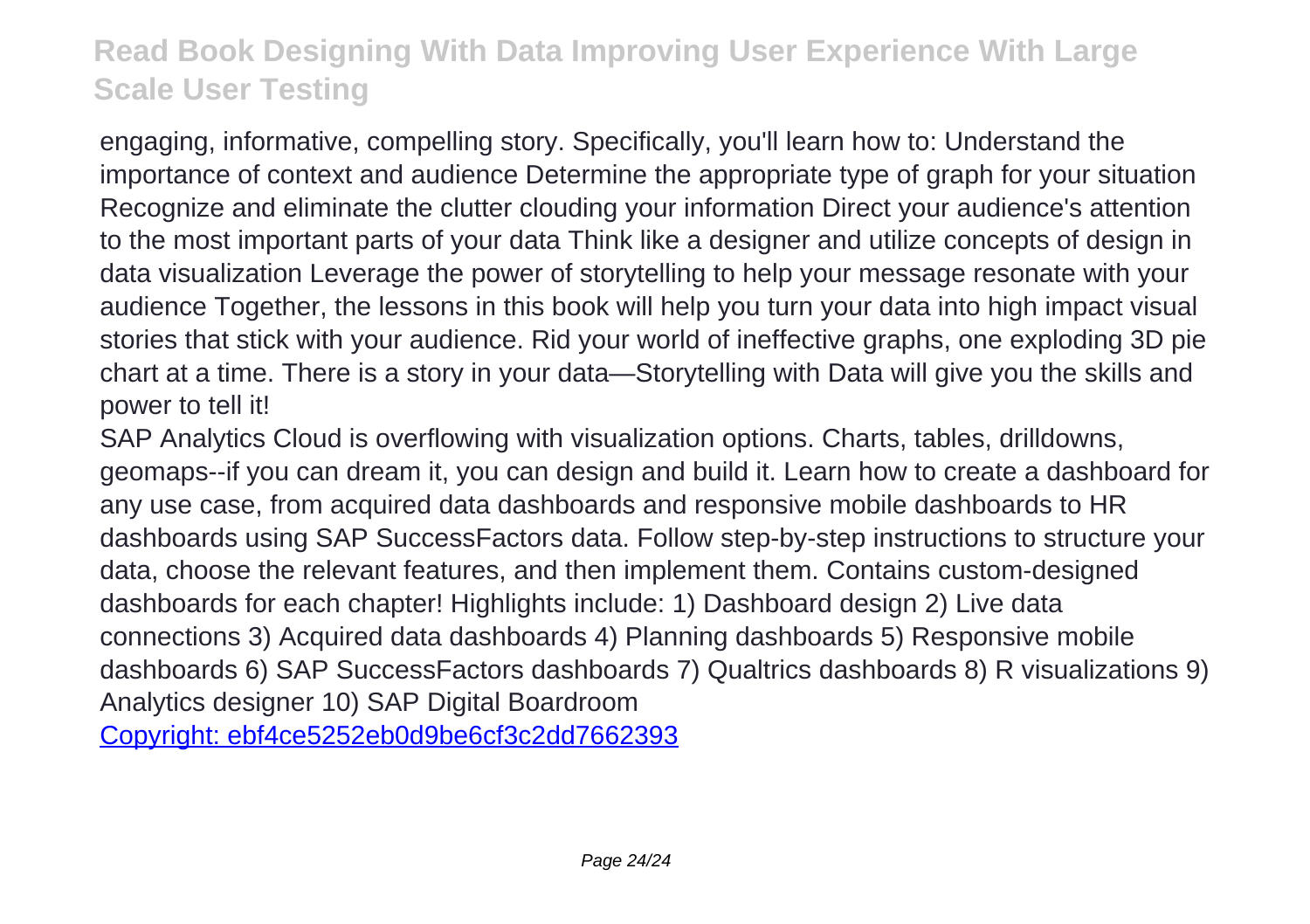engaging, informative, compelling story. Specifically, you'll learn how to: Understand the importance of context and audience Determine the appropriate type of graph for your situation Recognize and eliminate the clutter clouding your information Direct your audience's attention to the most important parts of your data Think like a designer and utilize concepts of design in data visualization Leverage the power of storytelling to help your message resonate with your audience Together, the lessons in this book will help you turn your data into high impact visual stories that stick with your audience. Rid your world of ineffective graphs, one exploding 3D pie chart at a time. There is a story in your data—Storytelling with Data will give you the skills and power to tell it!

SAP Analytics Cloud is overflowing with visualization options. Charts, tables, drilldowns, geomaps--if you can dream it, you can design and build it. Learn how to create a dashboard for any use case, from acquired data dashboards and responsive mobile dashboards to HR dashboards using SAP SuccessFactors data. Follow step-by-step instructions to structure your data, choose the relevant features, and then implement them. Contains custom-designed dashboards for each chapter! Highlights include: 1) Dashboard design 2) Live data connections 3) Acquired data dashboards 4) Planning dashboards 5) Responsive mobile dashboards 6) SAP SuccessFactors dashboards 7) Qualtrics dashboards 8) R visualizations 9) Analytics designer 10) SAP Digital Boardroom

Copyright: ebf4ce5252eb0d9be6cf3c2dd7662393